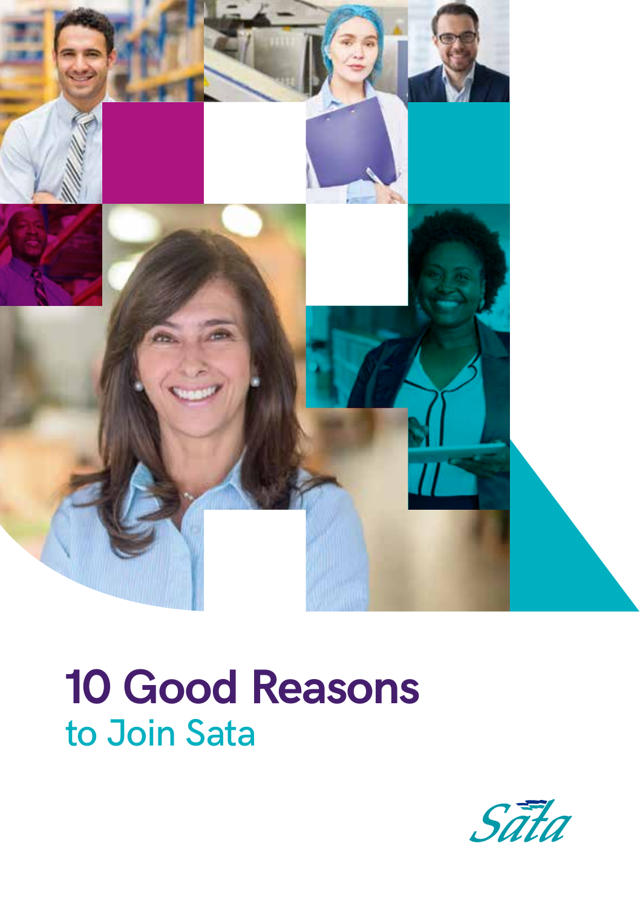# 10 Good Reasons

## to Join Sata

Sata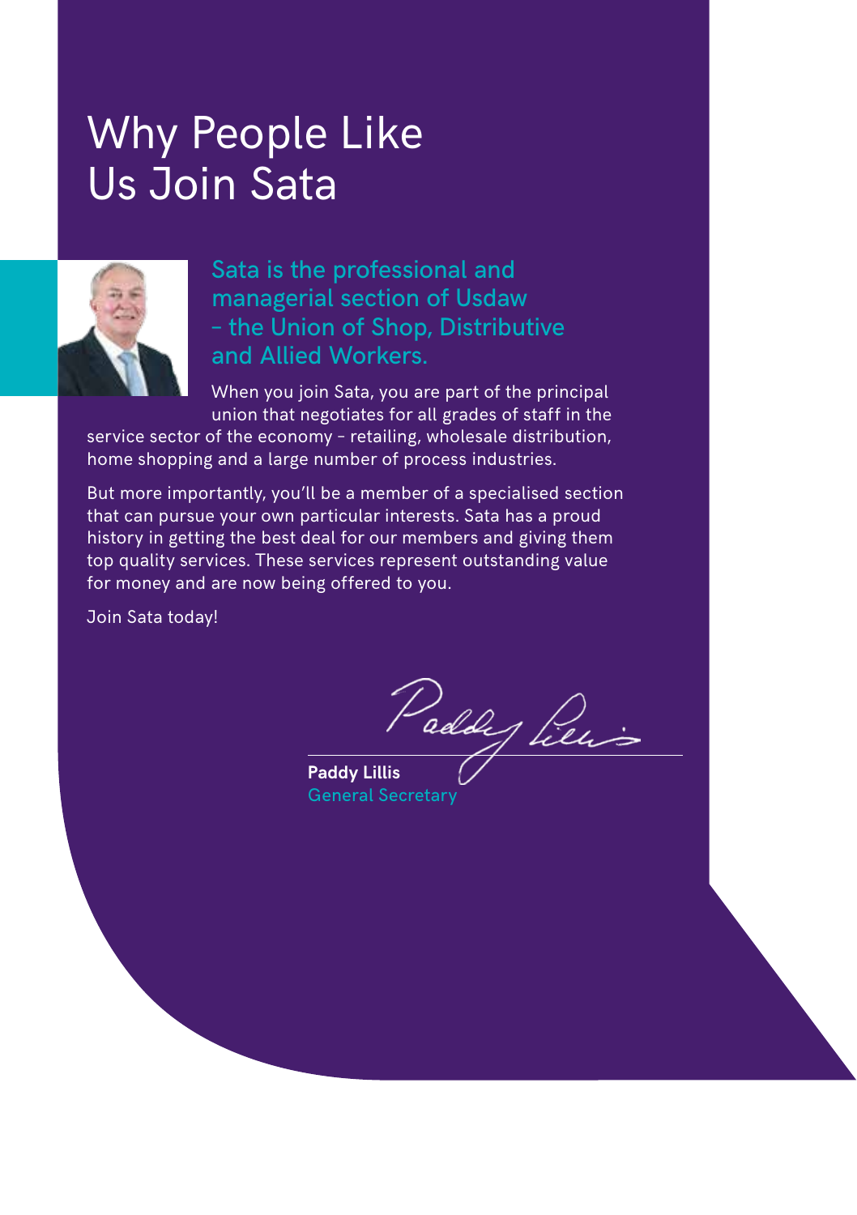# Why People Like Us Join Sata

## Sata is the professional and managerial section of Usdaw – the Union of Shop, Distributive and Allied Workers.

When you join Sata, you are part of the principal union that negotiates for all grades of staff in the service sector of the economy – retailing, wholesale distribution, home shopping and a large number of process industries.

But more importantly, you'll be a member of a specialised section that can pursue your own particular interests. Sata has a proud history in getting the best deal for our members and giving them top quality services. These services represent outstanding value for money and are now being offered to you.

Join Sata today!

**Paddy Lillis**
General Secretary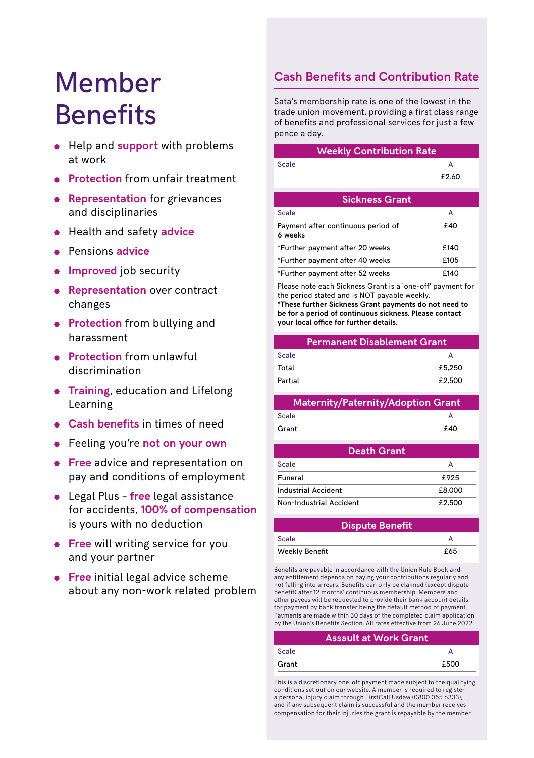# Member Benefits

- Help and **support** with problems at work
- **Protection** from unfair treatment
- **Representation** for grievances and disciplinaries
- Health and safety **advice**
- Pensions **advice**
- **Improved** job security
- **Representation** over contract changes
- **Protection** from bullying and harassment
- **Protection** from unlawful discrimination
- **Training**, education and Lifelong Learning
- **Cash benefits** in times of need
- Feeling you're **not on your own**
- **Free** advice and representation on pay and conditions of employment
- Legal Plus – **free** legal assistance for accidents, **100% of compensation** is yours with no deduction
- **Free** will writing service for you and your partner
- **Free** initial legal advice scheme about any non-work related problem

## Cash Benefits and Contribution Rate

Sata's membership rate is one of the lowest in the trade union movement, providing a first class range of benefits and professional services for just a few pence a day.

**Weekly Contribution Rate**

| Scale | A |
|---|---|
| | £2.60 |

**Sickness Grant**

| Scale | A |
|---|---|
| Payment after continuous period of 6 weeks | £40 |
| *Further payment after 20 weeks | £140 |
| *Further payment after 40 weeks | £105 |
| *Further payment after 52 weeks | £140 |

Please note each Sickness Grant is a 'one-off' payment for the period stated and is NOT payable weekly.
**\*These further Sickness Grant payments do not need to be for a period of continuous sickness. Please contact your local office for further details.**

**Permanent Disablement Grant**

| Scale | A |
|---|---|
| Total | £5,250 |
| Partial | £2,500 |

**Maternity/Paternity/Adoption Grant**

| Scale | A |
|---|---|
| Grant | £40 |

**Death Grant**

| Scale | A |
|---|---|
| Funeral | £925 |
| Industrial Accident | £8,000 |
| Non-Industrial Accident | £2,500 |

**Dispute Benefit**

| Scale | A |
|---|---|
| Weekly Benefit | £65 |

Benefits are payable in accordance with the Union Rule Book and any entitlement depends on paying your contributions regularly and not falling into arrears. Benefits can only be claimed (except dispute benefit) after 12 months' continuous membership. Members and other payees will be requested to provide their bank account details for payment by bank transfer being the default method of payment. Payments are made within 30 days of the completed claim application by the Union's Benefits Section. All rates effective from 26 June 2022.

**Assault at Work Grant**

| Scale | A |
|---|---|
| Grant | £500 |

This is a discretionary one-off payment made subject to the qualifying conditions set out on our website. A member is required to register a personal injury claim through FirstCall Usdaw (0800 055 6333), and if any subsequent claim is successful and the member receives compensation for their injuries the grant is repayable by the member.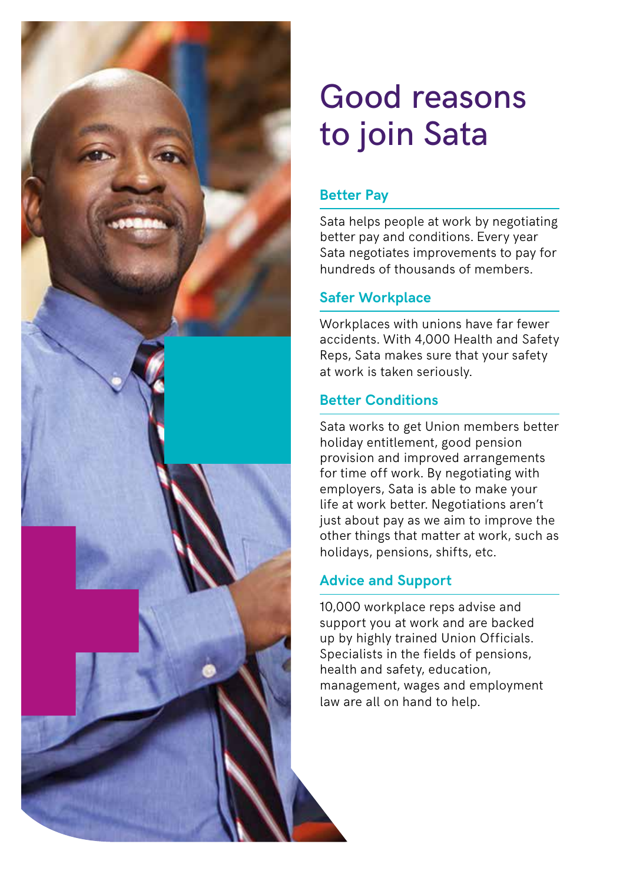# Good reasons to join Sata

## Better Pay

Sata helps people at work by negotiating better pay and conditions. Every year Sata negotiates improvements to pay for hundreds of thousands of members.

## Safer Workplace

Workplaces with unions have far fewer accidents. With 4,000 Health and Safety Reps, Sata makes sure that your safety at work is taken seriously.

## Better Conditions

Sata works to get Union members better holiday entitlement, good pension provision and improved arrangements for time off work. By negotiating with employers, Sata is able to make your life at work better. Negotiations aren't just about pay as we aim to improve the other things that matter at work, such as holidays, pensions, shifts, etc.

## Advice and Support

10,000 workplace reps advise and support you at work and are backed up by highly trained Union Officials. Specialists in the fields of pensions, health and safety, education, management, wages and employment law are all on hand to help.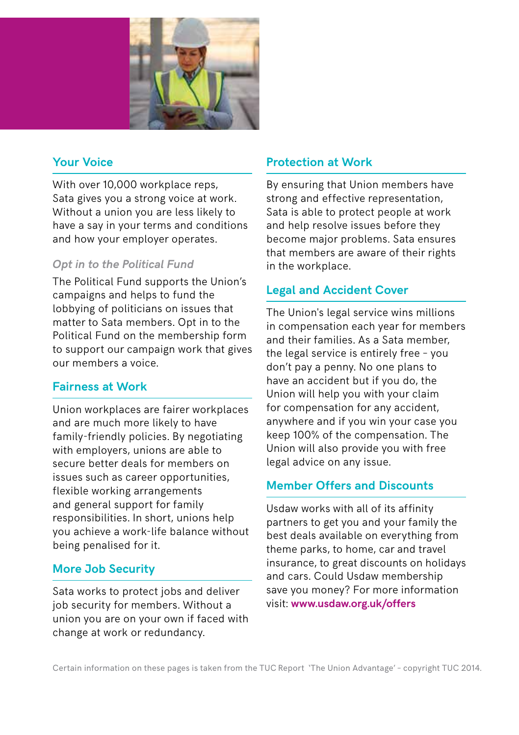## Your Voice

With over 10,000 workplace reps, Sata gives you a strong voice at work. Without a union you are less likely to have a say in your terms and conditions and how your employer operates.

### *Opt in to the Political Fund*

The Political Fund supports the Union's campaigns and helps to fund the lobbying of politicians on issues that matter to Sata members. Opt in to the Political Fund on the membership form to support our campaign work that gives our members a voice.

## Fairness at Work

Union workplaces are fairer workplaces and are much more likely to have family-friendly policies. By negotiating with employers, unions are able to secure better deals for members on issues such as career opportunities, flexible working arrangements and general support for family responsibilities. In short, unions help you achieve a work-life balance without being penalised for it.

## More Job Security

Sata works to protect jobs and deliver job security for members. Without a union you are on your own if faced with change at work or redundancy.

## Protection at Work

By ensuring that Union members have strong and effective representation, Sata is able to protect people at work and help resolve issues before they become major problems. Sata ensures that members are aware of their rights in the workplace.

## Legal and Accident Cover

The Union's legal service wins millions in compensation each year for members and their families. As a Sata member, the legal service is entirely free – you don't pay a penny. No one plans to have an accident but if you do, the Union will help you with your claim for compensation for any accident, anywhere and if you win your case you keep 100% of the compensation. The Union will also provide you with free legal advice on any issue.

## Member Offers and Discounts

Usdaw works with all of its affinity partners to get you and your family the best deals available on everything from theme parks, to home, car and travel insurance, to great discounts on holidays and cars. Could Usdaw membership save you money? For more information visit: **www.usdaw.org.uk/offers**

Certain information on these pages is taken from the TUC Report 'The Union Advantage' – copyright TUC 2014.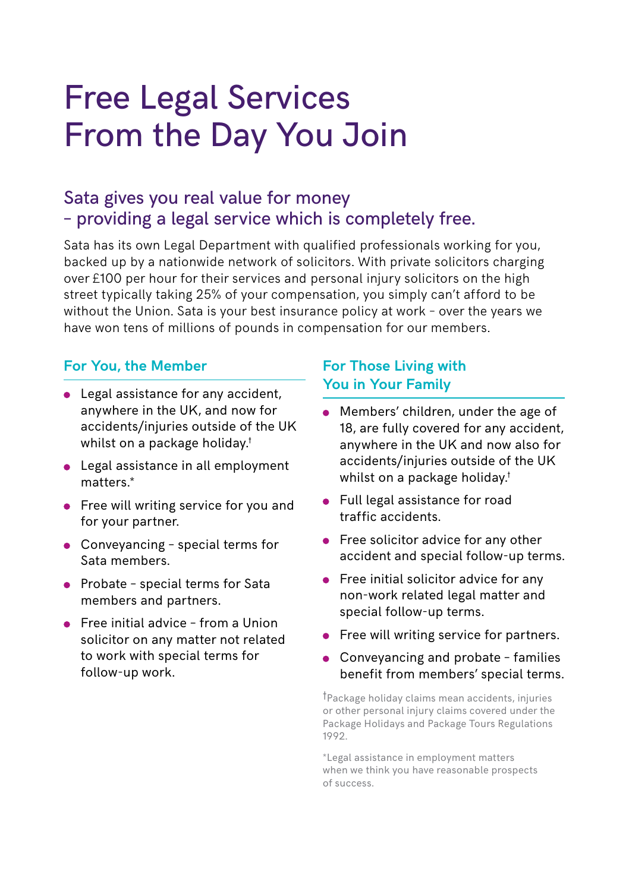# Free Legal Services From the Day You Join

## Sata gives you real value for money – providing a legal service which is completely free.

Sata has its own Legal Department with qualified professionals working for you, backed up by a nationwide network of solicitors. With private solicitors charging over £100 per hour for their services and personal injury solicitors on the high street typically taking 25% of your compensation, you simply can't afford to be without the Union. Sata is your best insurance policy at work – over the years we have won tens of millions of pounds in compensation for our members.

### For You, the Member

- Legal assistance for any accident, anywhere in the UK, and now for accidents/injuries outside of the UK whilst on a package holiday.†
- Legal assistance in all employment matters.*
- Free will writing service for you and for your partner.
- Conveyancing – special terms for Sata members.
- Probate – special terms for Sata members and partners.
- Free initial advice – from a Union solicitor on any matter not related to work with special terms for follow-up work.

### For Those Living with You in Your Family

- Members' children, under the age of 18, are fully covered for any accident, anywhere in the UK and now also for accidents/injuries outside of the UK whilst on a package holiday.†
- Full legal assistance for road traffic accidents.
- Free solicitor advice for any other accident and special follow-up terms.
- Free initial solicitor advice for any non-work related legal matter and special follow-up terms.
- Free will writing service for partners.
- Conveyancing and probate – families benefit from members' special terms.

†Package holiday claims mean accidents, injuries or other personal injury claims covered under the Package Holidays and Package Tours Regulations 1992.

*Legal assistance in employment matters when we think you have reasonable prospects of success.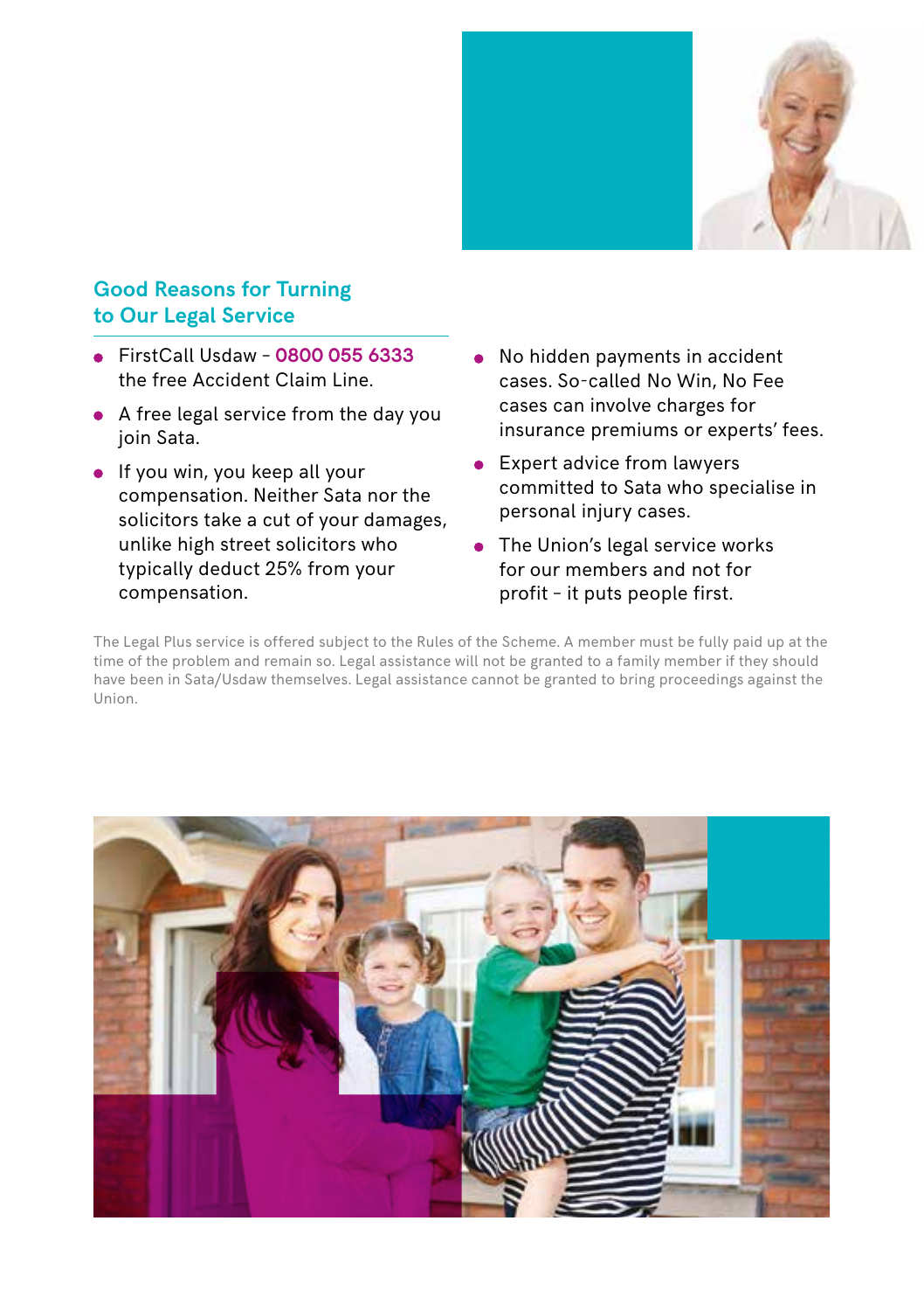## Good Reasons for Turning to Our Legal Service

- FirstCall Usdaw – **0800 055 6333** the free Accident Claim Line.
- A free legal service from the day you join Sata.
- If you win, you keep all your compensation. Neither Sata nor the solicitors take a cut of your damages, unlike high street solicitors who typically deduct 25% from your compensation.
- No hidden payments in accident cases. So-called No Win, No Fee cases can involve charges for insurance premiums or experts' fees.
- Expert advice from lawyers committed to Sata who specialise in personal injury cases.
- The Union's legal service works for our members and not for profit – it puts people first.

The Legal Plus service is offered subject to the Rules of the Scheme. A member must be fully paid up at the time of the problem and remain so. Legal assistance will not be granted to a family member if they should have been in Sata/Usdaw themselves. Legal assistance cannot be granted to bring proceedings against the Union.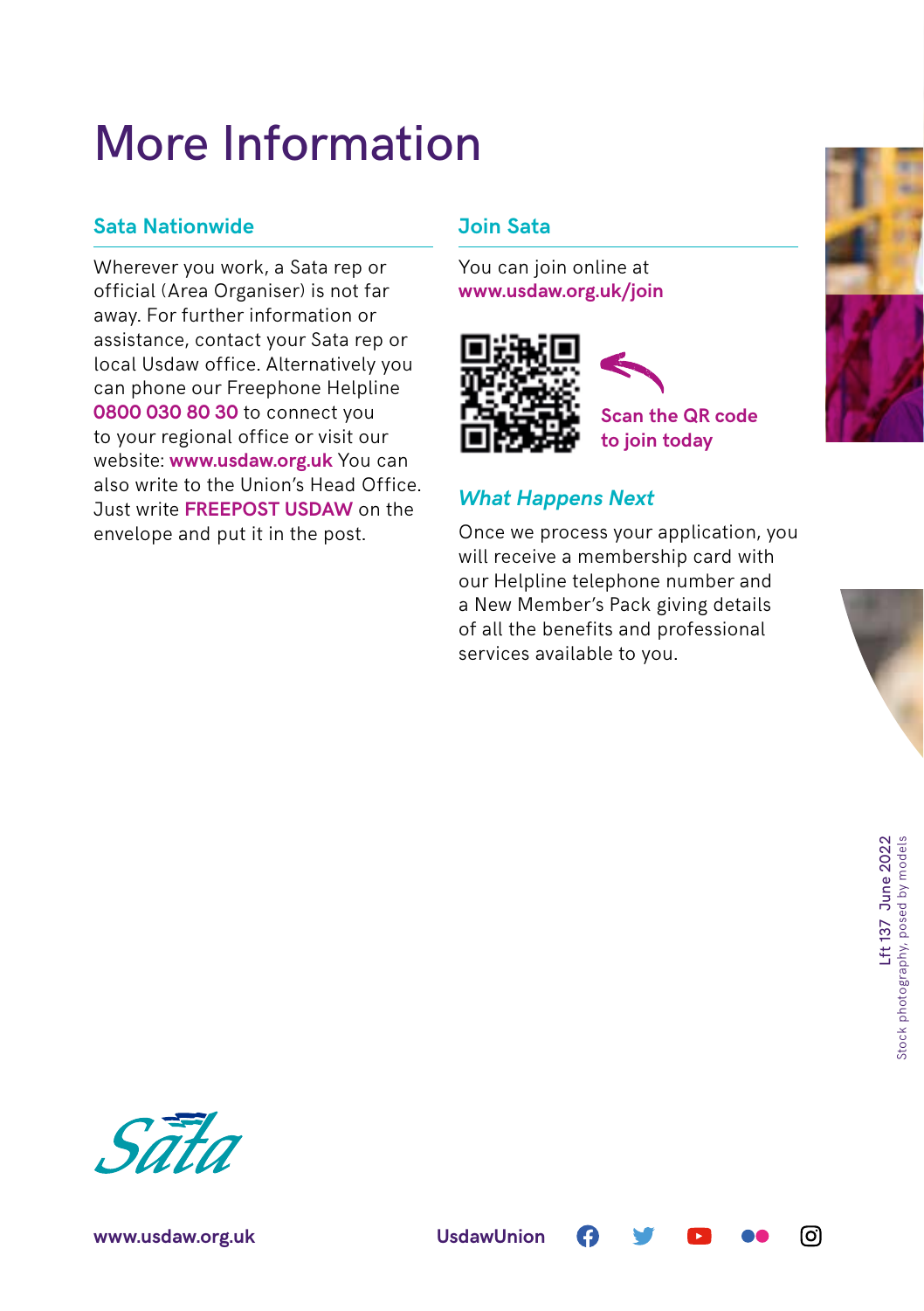# More Information

## Sata Nationwide

Wherever you work, a Sata rep or official (Area Organiser) is not far away. For further information or assistance, contact your Sata rep or local Usdaw office. Alternatively you can phone our Freephone Helpline **0800 030 80 30** to connect you to your regional office or visit our website: **www.usdaw.org.uk** You can also write to the Union's Head Office. Just write **FREEPOST USDAW** on the envelope and put it in the post.

## Join Sata

You can join online at **www.usdaw.org.uk/join**

**Scan the QR code to join today**

### *What Happens Next*

Once we process your application, you will receive a membership card with our Helpline telephone number and a New Member's Pack giving details of all the benefits and professional services available to you.

Lft 137 June 2022
Stock photography, posed by models

Sata

**www.usdaw.org.uk** **UsdawUnion**